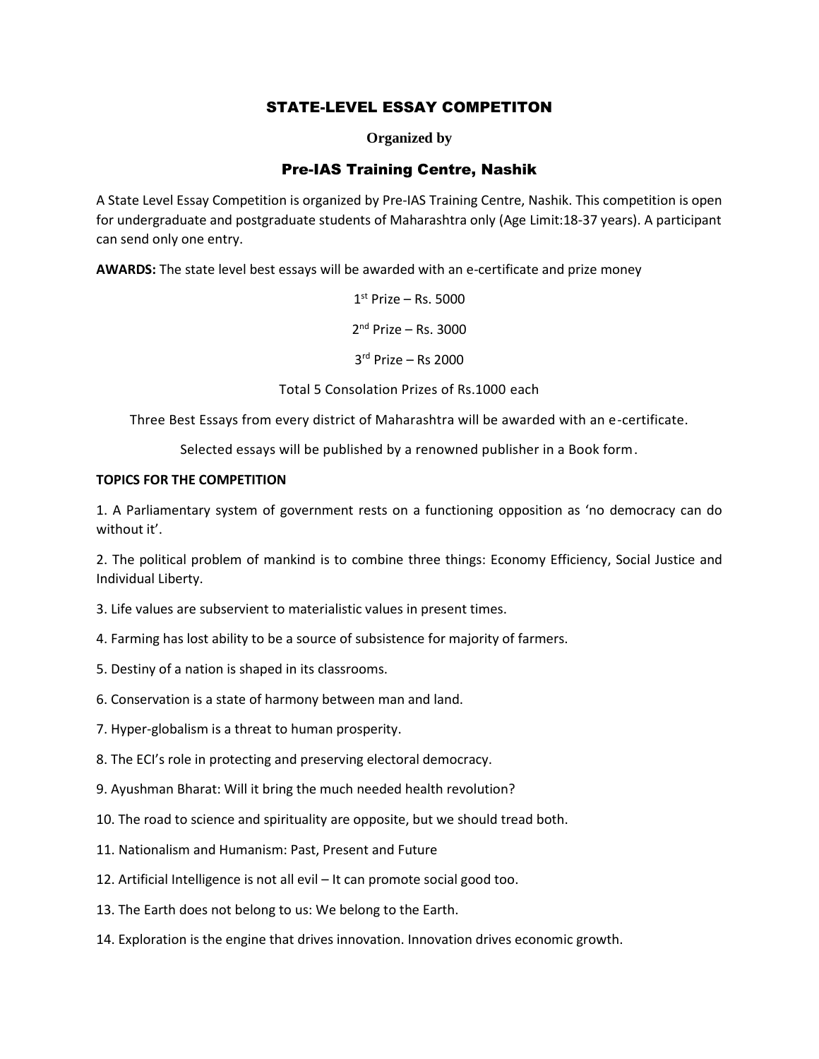# STATE-LEVEL ESSAY COMPETITON

**Organized by**

## Pre-IAS Training Centre, Nashik

A State Level Essay Competition is organized by Pre-IAS Training Centre, Nashik. This competition is open for undergraduate and postgraduate students of Maharashtra only (Age Limit:18-37 years). A participant can send only one entry.

**AWARDS:** The state level best essays will be awarded with an e-certificate and prize money

1st Prize – Rs. 5000

2nd Prize – Rs. 3000

3rd Prize – Rs 2000

Total 5 Consolation Prizes of Rs.1000 each

Three Best Essays from every district of Maharashtra will be awarded with an e-certificate.

Selected essays will be published by a renowned publisher in a Book form.

**TOPICS FOR THE COMPETITION**

1. A Parliamentary system of government rests on a functioning opposition as 'no democracy can do without it'.
2. The political problem of mankind is to combine three things: Economy Efficiency, Social Justice and Individual Liberty.
3. Life values are subservient to materialistic values in present times.
4. Farming has lost ability to be a source of subsistence for majority of farmers.
5. Destiny of a nation is shaped in its classrooms.
6. Conservation is a state of harmony between man and land.
7. Hyper-globalism is a threat to human prosperity.
8. The ECI's role in protecting and preserving electoral democracy.
9. Ayushman Bharat: Will it bring the much needed health revolution?
10. The road to science and spirituality are opposite, but we should tread both.
11. Nationalism and Humanism: Past, Present and Future
12. Artificial Intelligence is not all evil – It can promote social good too.
13. The Earth does not belong to us: We belong to the Earth.
14. Exploration is the engine that drives innovation. Innovation drives economic growth.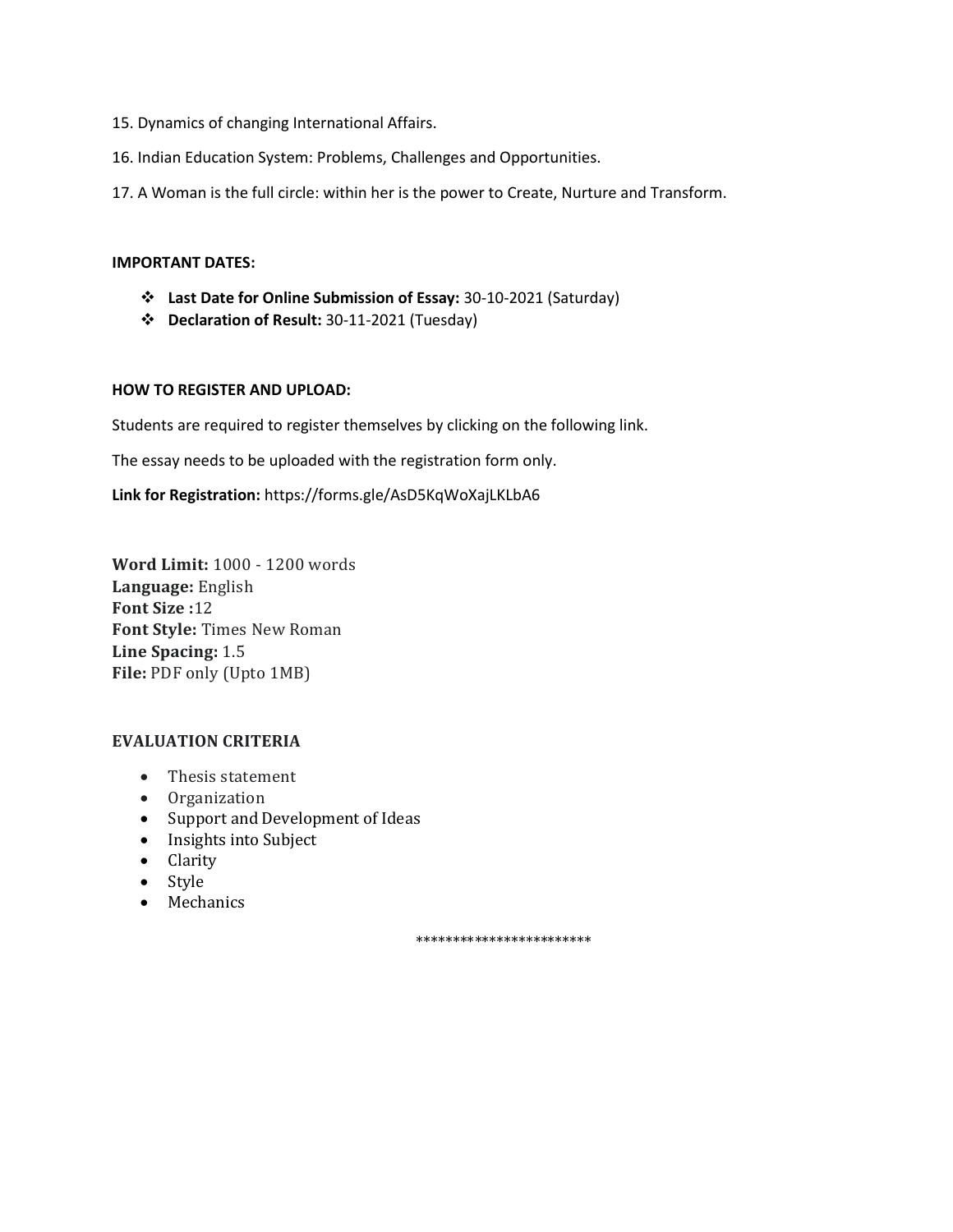15. Dynamics of changing International Affairs.

16. Indian Education System: Problems, Challenges and Opportunities.

17. A Woman is the full circle: within her is the power to Create, Nurture and Transform.

**IMPORTANT DATES:**

- **Last Date for Online Submission of Essay:** 30-10-2021 (Saturday)
- **Declaration of Result:** 30-11-2021 (Tuesday)

**HOW TO REGISTER AND UPLOAD:**

Students are required to register themselves by clicking on the following link.

The essay needs to be uploaded with the registration form only.

**Link for Registration:** https://forms.gle/AsD5KqWoXajLKLbA6

**Word Limit:** 1000 - 1200 words
**Language:** English
**Font Size :**12
**Font Style:** Times New Roman
**Line Spacing:** 1.5
**File:** PDF only (Upto 1MB)

**EVALUATION CRITERIA**

- Thesis statement
- Organization
- Support and Development of Ideas
- Insights into Subject
- Clarity
- Style
- Mechanics

***********************